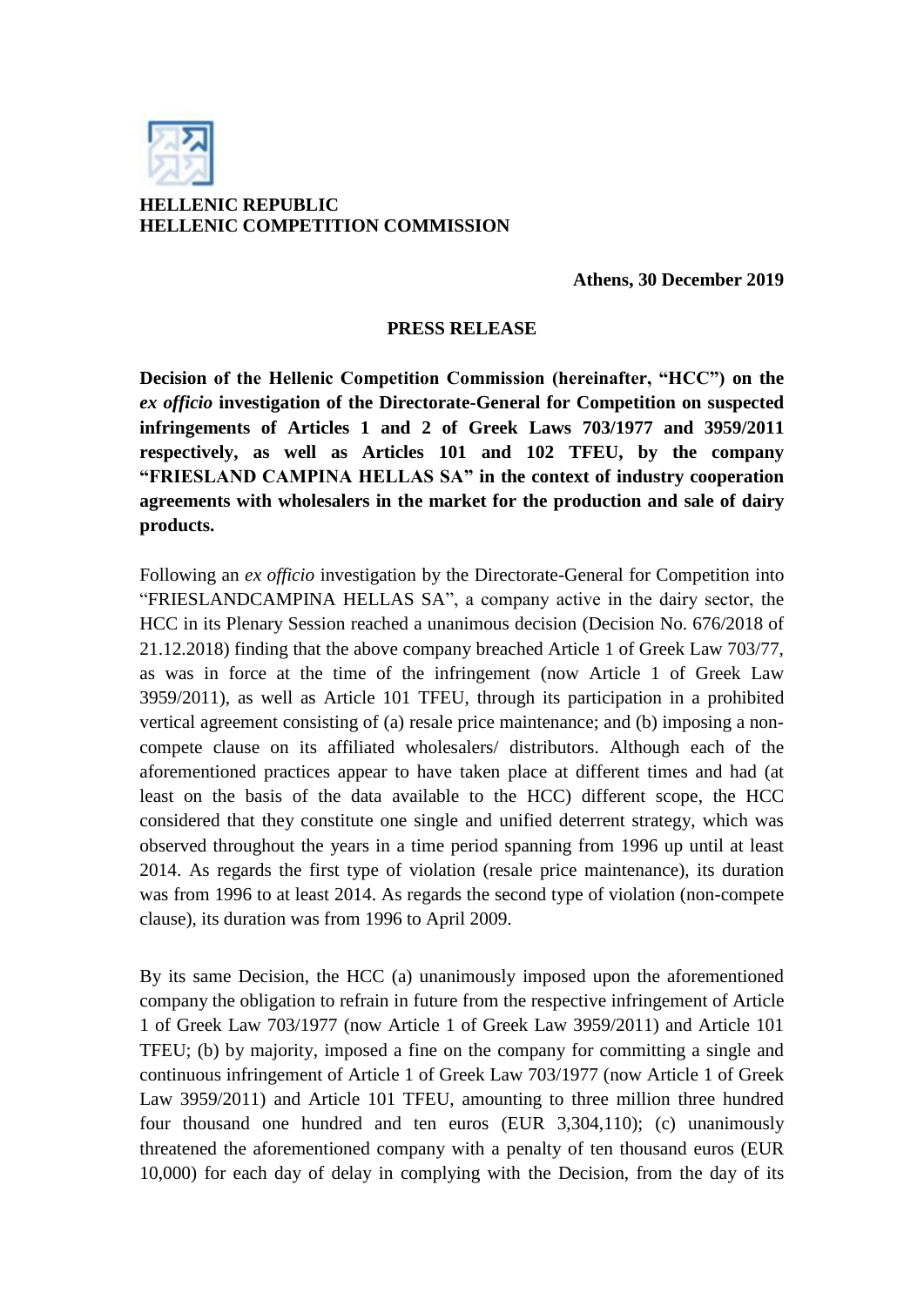**HELLENIC REPUBLIC**
**HELLENIC COMPETITION COMMISSION**

**Athens, 30 December 2019**

**PRESS RELEASE**

**Decision of the Hellenic Competition Commission (hereinafter, "HCC") on the *ex officio* investigation of the Directorate-General for Competition on suspected infringements of Articles 1 and 2 of Greek Laws 703/1977 and 3959/2011 respectively, as well as Articles 101 and 102 TFEU, by the company "FRIESLAND CAMPINA HELLAS SA" in the context of industry cooperation agreements with wholesalers in the market for the production and sale of dairy products.**

Following an *ex officio* investigation by the Directorate-General for Competition into "FRIESLANDCAMPINA HELLAS SA", a company active in the dairy sector, the HCC in its Plenary Session reached a unanimous decision (Decision No. 676/2018 of 21.12.2018) finding that the above company breached Article 1 of Greek Law 703/77, as was in force at the time of the infringement (now Article 1 of Greek Law 3959/2011), as well as Article 101 TFEU, through its participation in a prohibited vertical agreement consisting of (a) resale price maintenance; and (b) imposing a non-compete clause on its affiliated wholesalers/ distributors. Although each of the aforementioned practices appear to have taken place at different times and had (at least on the basis of the data available to the HCC) different scope, the HCC considered that they constitute one single and unified deterrent strategy, which was observed throughout the years in a time period spanning from 1996 up until at least 2014. As regards the first type of violation (resale price maintenance), its duration was from 1996 to at least 2014. As regards the second type of violation (non-compete clause), its duration was from 1996 to April 2009.

By its same Decision, the HCC (a) unanimously imposed upon the aforementioned company the obligation to refrain in future from the respective infringement of Article 1 of Greek Law 703/1977 (now Article 1 of Greek Law 3959/2011) and Article 101 TFEU; (b) by majority, imposed a fine on the company for committing a single and continuous infringement of Article 1 of Greek Law 703/1977 (now Article 1 of Greek Law 3959/2011) and Article 101 TFEU, amounting to three million three hundred four thousand one hundred and ten euros (EUR 3,304,110); (c) unanimously threatened the aforementioned company with a penalty of ten thousand euros (EUR 10,000) for each day of delay in complying with the Decision, from the day of its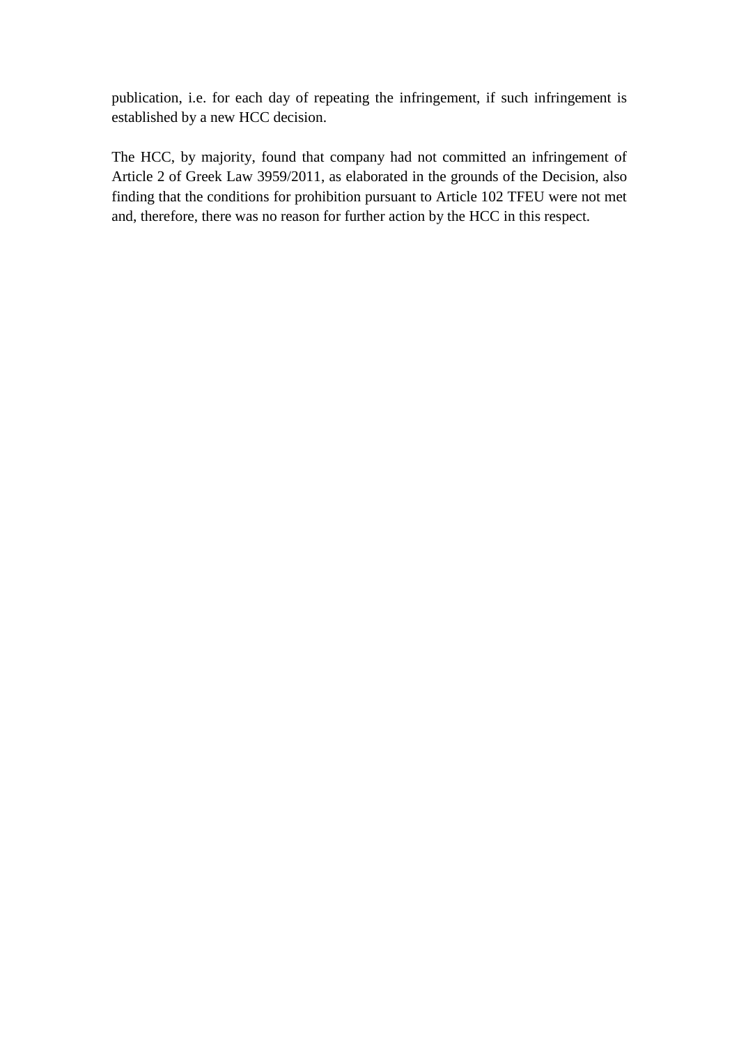publication, i.e. for each day of repeating the infringement, if such infringement is established by a new HCC decision.

The HCC, by majority, found that company had not committed an infringement of Article 2 of Greek Law 3959/2011, as elaborated in the grounds of the Decision, also finding that the conditions for prohibition pursuant to Article 102 TFEU were not met and, therefore, there was no reason for further action by the HCC in this respect.